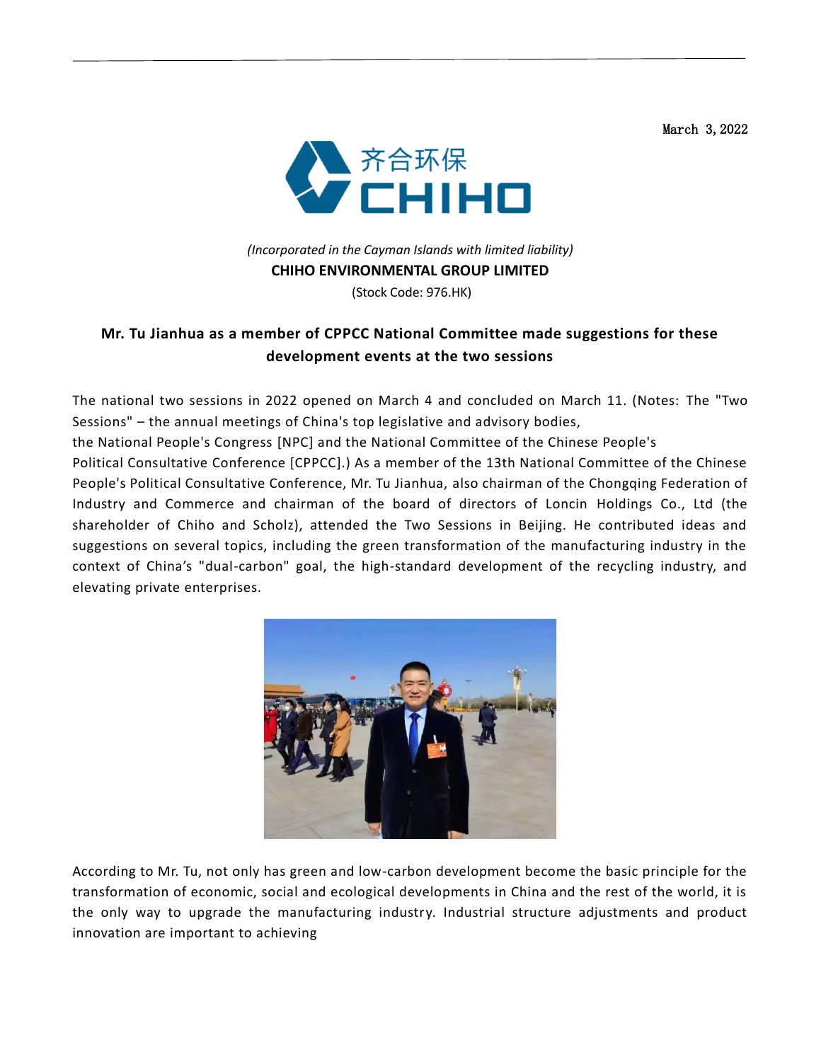March 3, 2022

齐合环保
CHIHO

*(Incorporated in the Cayman Islands with limited liability)*

**CHIHO ENVIRONMENTAL GROUP LIMITED**

(Stock Code: 976.HK)

## Mr. Tu Jianhua as a member of CPPCC National Committee made suggestions for these development events at the two sessions

The national two sessions in 2022 opened on March 4 and concluded on March 11. (Notes: The "Two Sessions" – the annual meetings of China's top legislative and advisory bodies, the National People's Congress [NPC] and the National Committee of the Chinese People's Political Consultative Conference [CPPCC].) As a member of the 13th National Committee of the Chinese People's Political Consultative Conference, Mr. Tu Jianhua, also chairman of the Chongqing Federation of Industry and Commerce and chairman of the board of directors of Loncin Holdings Co., Ltd (the shareholder of Chiho and Scholz), attended the Two Sessions in Beijing. He contributed ideas and suggestions on several topics, including the green transformation of the manufacturing industry in the context of China's "dual-carbon" goal, the high-standard development of the recycling industry, and elevating private enterprises.

According to Mr. Tu, not only has green and low-carbon development become the basic principle for the transformation of economic, social and ecological developments in China and the rest of the world, it is the only way to upgrade the manufacturing industry. Industrial structure adjustments and product innovation are important to achieving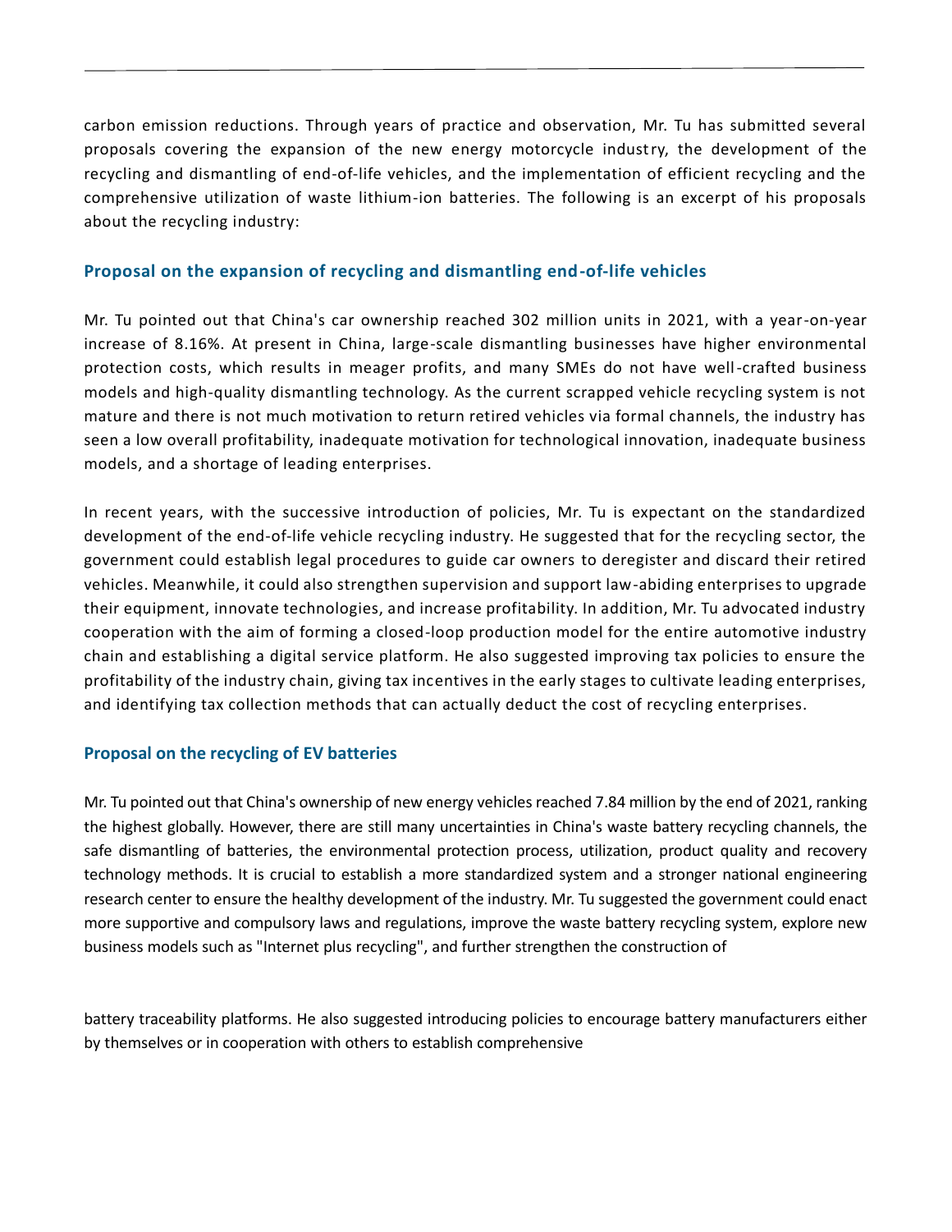carbon emission reductions. Through years of practice and observation, Mr. Tu has submitted several proposals covering the expansion of the new energy motorcycle industry, the development of the recycling and dismantling of end-of-life vehicles, and the implementation of efficient recycling and the comprehensive utilization of waste lithium-ion batteries. The following is an excerpt of his proposals about the recycling industry:

## Proposal on the expansion of recycling and dismantling end-of-life vehicles

Mr. Tu pointed out that China's car ownership reached 302 million units in 2021, with a year-on-year increase of 8.16%. At present in China, large-scale dismantling businesses have higher environmental protection costs, which results in meager profits, and many SMEs do not have well-crafted business models and high-quality dismantling technology. As the current scrapped vehicle recycling system is not mature and there is not much motivation to return retired vehicles via formal channels, the industry has seen a low overall profitability, inadequate motivation for technological innovation, inadequate business models, and a shortage of leading enterprises.

In recent years, with the successive introduction of policies, Mr. Tu is expectant on the standardized development of the end-of-life vehicle recycling industry. He suggested that for the recycling sector, the government could establish legal procedures to guide car owners to deregister and discard their retired vehicles. Meanwhile, it could also strengthen supervision and support law-abiding enterprises to upgrade their equipment, innovate technologies, and increase profitability. In addition, Mr. Tu advocated industry cooperation with the aim of forming a closed-loop production model for the entire automotive industry chain and establishing a digital service platform. He also suggested improving tax policies to ensure the profitability of the industry chain, giving tax incentives in the early stages to cultivate leading enterprises, and identifying tax collection methods that can actually deduct the cost of recycling enterprises.

## Proposal on the recycling of EV batteries

Mr. Tu pointed out that China's ownership of new energy vehicles reached 7.84 million by the end of 2021, ranking the highest globally. However, there are still many uncertainties in China's waste battery recycling channels, the safe dismantling of batteries, the environmental protection process, utilization, product quality and recovery technology methods. It is crucial to establish a more standardized system and a stronger national engineering research center to ensure the healthy development of the industry. Mr. Tu suggested the government could enact more supportive and compulsory laws and regulations, improve the waste battery recycling system, explore new business models such as "Internet plus recycling", and further strengthen the construction of battery traceability platforms. He also suggested introducing policies to encourage battery manufacturers either by themselves or in cooperation with others to establish comprehensive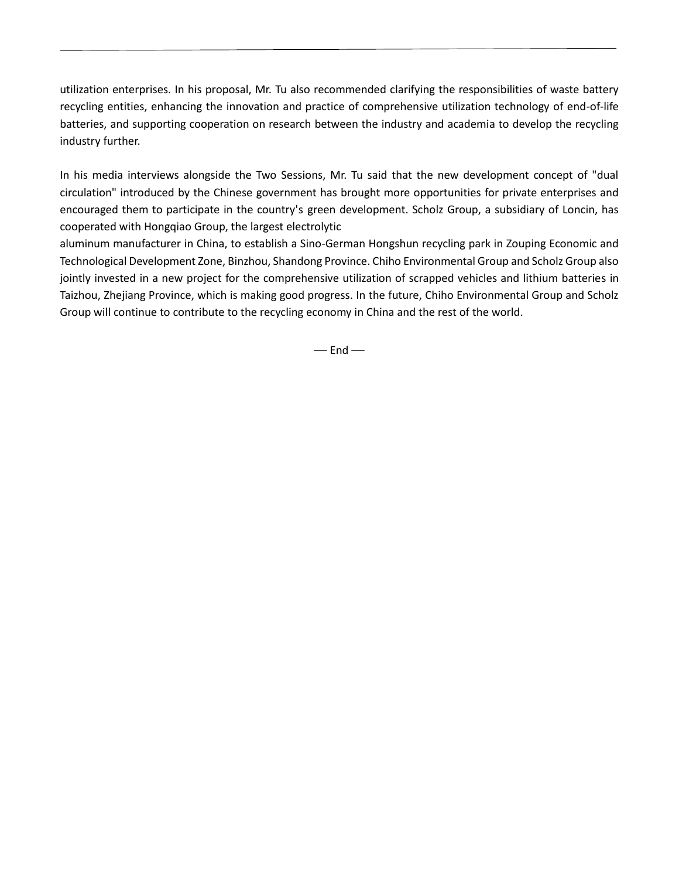utilization enterprises. In his proposal, Mr. Tu also recommended clarifying the responsibilities of waste battery recycling entities, enhancing the innovation and practice of comprehensive utilization technology of end-of-life batteries, and supporting cooperation on research between the industry and academia to develop the recycling industry further.

In his media interviews alongside the Two Sessions, Mr. Tu said that the new development concept of "dual circulation" introduced by the Chinese government has brought more opportunities for private enterprises and encouraged them to participate in the country's green development. Scholz Group, a subsidiary of Loncin, has cooperated with Hongqiao Group, the largest electrolytic aluminum manufacturer in China, to establish a Sino-German Hongshun recycling park in Zouping Economic and Technological Development Zone, Binzhou, Shandong Province. Chiho Environmental Group and Scholz Group also jointly invested in a new project for the comprehensive utilization of scrapped vehicles and lithium batteries in Taizhou, Zhejiang Province, which is making good progress. In the future, Chiho Environmental Group and Scholz Group will continue to contribute to the recycling economy in China and the rest of the world.

— End —